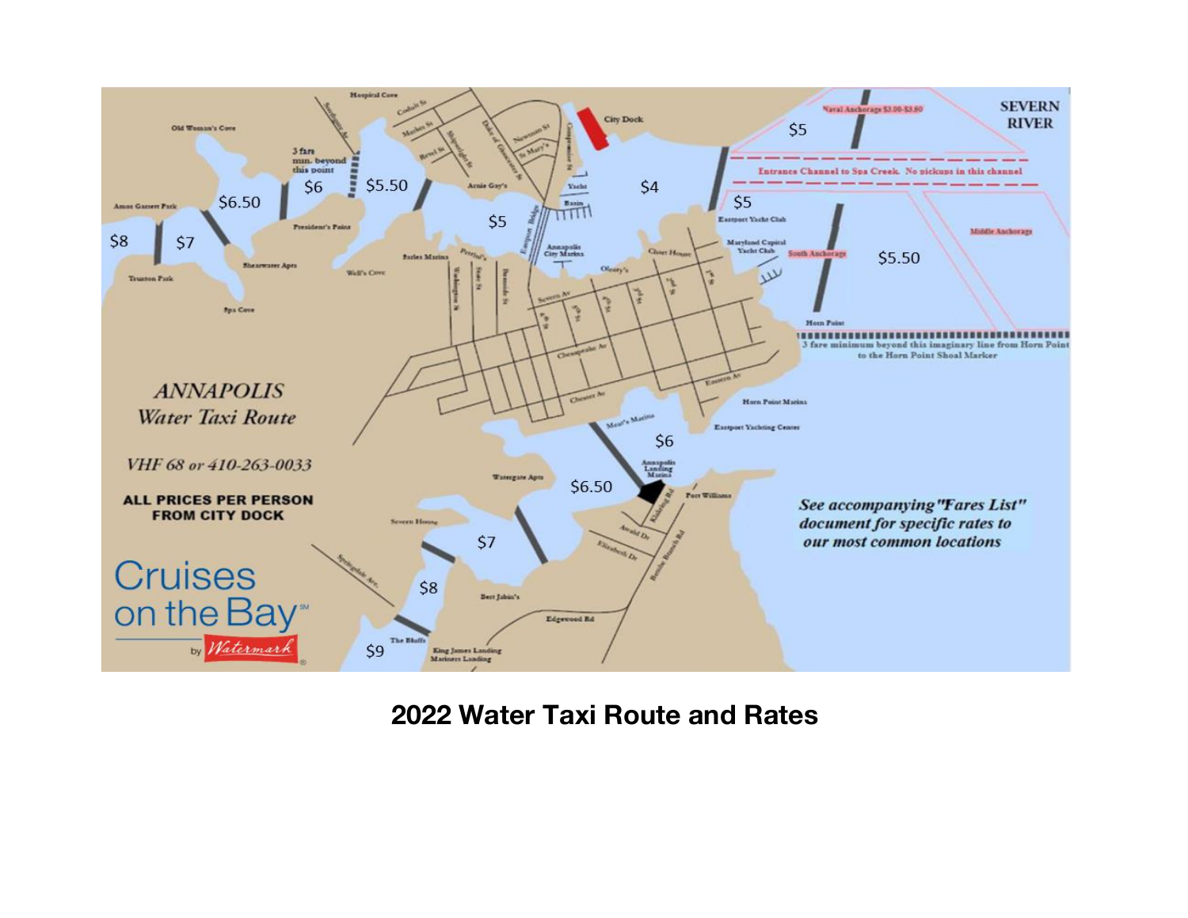# ANNAPOLIS
*Water Taxi Route*

*VHF 68 or 410-263-0033*

**ALL PRICES PER PERSON FROM CITY DOCK**

*See accompanying "Fares List" document for specific rates to our most common locations*

Entrance Channel to Spa Creek. No pickups in this channel

3 fare minimum beyond this imaginary line from Horn Point to the Horn Point Shoal Marker

3 fare min. beyond this point

Naval Anchorage $3.00-$3.60

Cruises on the Bay by Watermark

**2022 Water Taxi Route and Rates**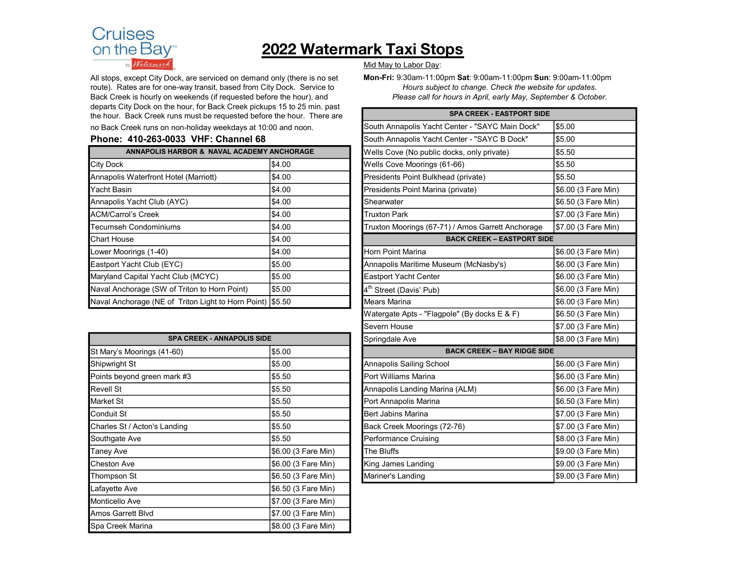Cruises on the Bay™ by Watermark

# 2022 Watermark Taxi Stops

All stops, except City Dock, are serviced on demand only (there is no set route). Rates are for one-way transit, based from City Dock. Service to Back Creek is hourly on weekends (if requested before the hour), and departs City Dock on the hour, for Back Creek pickups 15 to 25 min. past the hour. Back Creek runs must be requested before the hour. There are no Back Creek runs on non-holiday weekdays at 10:00 and noon.

**Phone: 410-263-0033 VHF: Channel 68**

Mid May to Labor Day:

**Mon-Fri:** 9:30am-11:00pm **Sat**: 9:00am-11:00pm **Sun**: 9:00am-11:00pm

*Hours subject to change. Check the website for updates.*
*Please call for hours in April, early May, September & October.*

| ANNAPOLIS HARBOR & NAVAL ACADEMY ANCHORAGE | |
|---|---|
| City Dock | $4.00 |
| Annapolis Waterfront Hotel (Marriott) | $4.00 |
| Yacht Basin | $4.00 |
| Annapolis Yacht Club (AYC) | $4.00 |
| ACM/Carrol's Creek | $4.00 |
| Tecumseh Condominiums | $4.00 |
| Chart House | $4.00 |
| Lower Moorings (1-40) | $4.00 |
| Eastport Yacht Club (EYC) | $5.00 |
| Maryland Capital Yacht Club (MCYC) | $5.00 |
| Naval Anchorage (SW of Triton to Horn Point) | $5.00 |
| Naval Anchorage (NE of Triton Light to Horn Point) | $5.50 |

| SPA CREEK - ANNAPOLIS SIDE | |
|---|---|
| St Mary's Moorings (41-60) | $5.00 |
| Shipwright St | $5.00 |
| Points beyond green mark #3 | $5.50 |
| Revell St | $5.50 |
| Market St | $5.50 |
| Conduit St | $5.50 |
| Charles St / Acton's Landing | $5.50 |
| Southgate Ave | $5.50 |
| Taney Ave | $6.00 (3 Fare Min) |
| Cheston Ave | $6.00 (3 Fare Min) |
| Thompson St | $6.50 (3 Fare Min) |
| Lafayette Ave | $6.50 (3 Fare Min) |
| Monticello Ave | $7.00 (3 Fare Min) |
| Amos Garrett Blvd | $7.00 (3 Fare Min) |
| Spa Creek Marina | $8.00 (3 Fare Min) |

| SPA CREEK - EASTPORT SIDE | |
|---|---|
| South Annapolis Yacht Center - "SAYC Main Dock" | $5.00 |
| South Annapolis Yacht Center - "SAYC B Dock" | $5.00 |
| Wells Cove (No public docks, only private) | $5.50 |
| Wells Cove Moorings (61-66) | $5.50 |
| Presidents Point Bulkhead (private) | $5.50 |
| Presidents Point Marina (private) | $6.00 (3 Fare Min) |
| Shearwater | $6.50 (3 Fare Min) |
| Truxton Park | $7.00 (3 Fare Min) |
| Truxton Moorings (67-71) / Amos Garrett Anchorage | $7.00 (3 Fare Min) |
| **BACK CREEK – EASTPORT SIDE** | |
| Horn Point Marina | $6.00 (3 Fare Min) |
| Annapolis Maritime Museum (McNasby's) | $6.00 (3 Fare Min) |
| Eastport Yacht Center | $6.00 (3 Fare Min) |
| 4th Street (Davis' Pub) | $6.00 (3 Fare Min) |
| Mears Marina | $6.00 (3 Fare Min) |
| Watergate Apts - "Flagpole" (By docks E & F) | $6.50 (3 Fare Min) |
| Severn House | $7.00 (3 Fare Min) |
| Springdale Ave | $8.00 (3 Fare Min) |
| **BACK CREEK – BAY RIDGE SIDE** | |
| Annapolis Sailing School | $6.00 (3 Fare Min) |
| Port Williams Marina | $6.00 (3 Fare Min) |
| Annapolis Landing Marina (ALM) | $6.00 (3 Fare Min) |
| Port Annapolis Marina | $6.50 (3 Fare Min) |
| Bert Jabins Marina | $7.00 (3 Fare Min) |
| Back Creek Moorings (72-76) | $7.00 (3 Fare Min) |
| Performance Cruising | $8.00 (3 Fare Min) |
| The Bluffs | $9.00 (3 Fare Min) |
| King James Landing | $9.00 (3 Fare Min) |
| Mariner's Landing | $9.00 (3 Fare Min) |